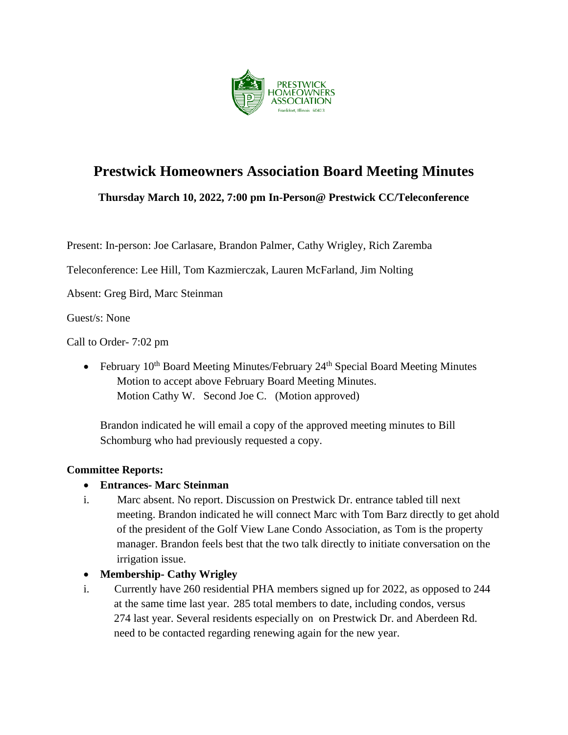PRESTWICK HOMEOWNERS ASSOCIATION
Frankfort, Illinois 60423

# Prestwick Homeowners Association Board Meeting Minutes

**Thursday March 10, 2022, 7:00 pm In-Person@ Prestwick CC/Teleconference**

Present: In-person: Joe Carlasare, Brandon Palmer, Cathy Wrigley, Rich Zaremba

Teleconference: Lee Hill, Tom Kazmierczak, Lauren McFarland, Jim Nolting

Absent: Greg Bird, Marc Steinman

Guest/s: None

Call to Order- 7:02 pm

- February 10th Board Meeting Minutes/February 24th Special Board Meeting Minutes
  Motion to accept above February Board Meeting Minutes.
  Motion Cathy W. Second Joe C. (Motion approved)

  Brandon indicated he will email a copy of the approved meeting minutes to Bill Schomburg who had previously requested a copy.

**Committee Reports:**

- **Entrances- Marc Steinman**

  i. Marc absent. No report. Discussion on Prestwick Dr. entrance tabled till next meeting. Brandon indicated he will connect Marc with Tom Barz directly to get ahold of the president of the Golf View Lane Condo Association, as Tom is the property manager. Brandon feels best that the two talk directly to initiate conversation on the irrigation issue.

- **Membership- Cathy Wrigley**

  i. Currently have 260 residential PHA members signed up for 2022, as opposed to 244 at the same time last year. 285 total members to date, including condos, versus 274 last year. Several residents especially on on Prestwick Dr. and Aberdeen Rd. need to be contacted regarding renewing again for the new year.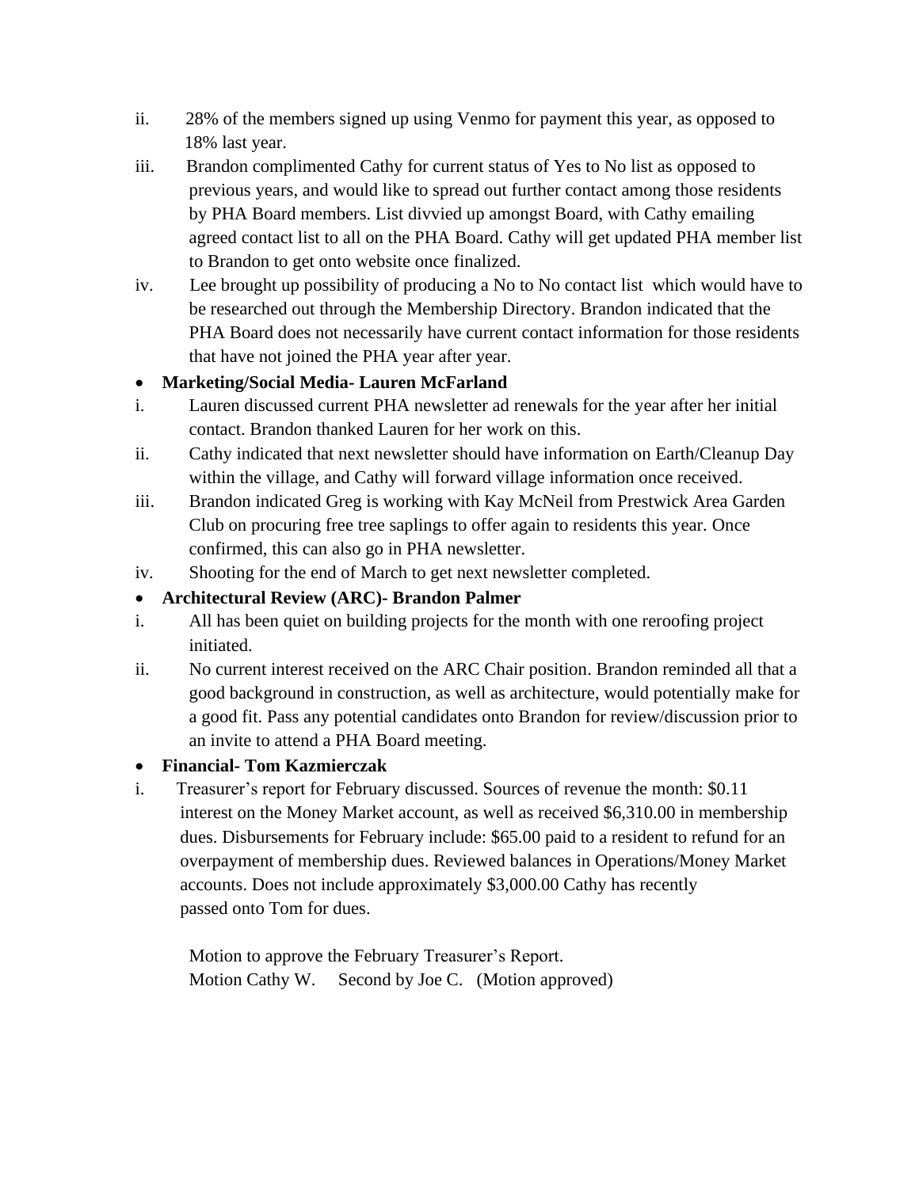ii. 28% of the members signed up using Venmo for payment this year, as opposed to 18% last year.

iii. Brandon complimented Cathy for current status of Yes to No list as opposed to previous years, and would like to spread out further contact among those residents by PHA Board members. List divvied up amongst Board, with Cathy emailing agreed contact list to all on the PHA Board. Cathy will get updated PHA member list to Brandon to get onto website once finalized.

iv. Lee brought up possibility of producing a No to No contact list which would have to be researched out through the Membership Directory. Brandon indicated that the PHA Board does not necessarily have current contact information for those residents that have not joined the PHA year after year.

- **Marketing/Social Media- Lauren McFarland**

i. Lauren discussed current PHA newsletter ad renewals for the year after her initial contact. Brandon thanked Lauren for her work on this.

ii. Cathy indicated that next newsletter should have information on Earth/Cleanup Day within the village, and Cathy will forward village information once received.

iii. Brandon indicated Greg is working with Kay McNeil from Prestwick Area Garden Club on procuring free tree saplings to offer again to residents this year. Once confirmed, this can also go in PHA newsletter.

iv. Shooting for the end of March to get next newsletter completed.

- **Architectural Review (ARC)- Brandon Palmer**

i. All has been quiet on building projects for the month with one reroofing project initiated.

ii. No current interest received on the ARC Chair position. Brandon reminded all that a good background in construction, as well as architecture, would potentially make for a good fit. Pass any potential candidates onto Brandon for review/discussion prior to an invite to attend a PHA Board meeting.

- **Financial- Tom Kazmierczak**

i. Treasurer's report for February discussed. Sources of revenue the month: $0.11 interest on the Money Market account, as well as received $6,310.00 in membership dues. Disbursements for February include: $65.00 paid to a resident to refund for an overpayment of membership dues. Reviewed balances in Operations/Money Market accounts. Does not include approximately $3,000.00 Cathy has recently passed onto Tom for dues.

Motion to approve the February Treasurer's Report.
Motion Cathy W. Second by Joe C. (Motion approved)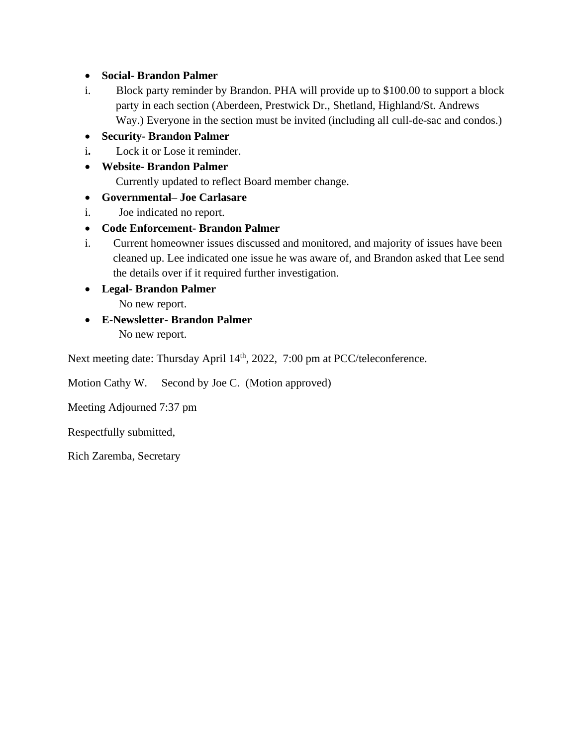- **Social- Brandon Palmer**

i. Block party reminder by Brandon. PHA will provide up to $100.00 to support a block party in each section (Aberdeen, Prestwick Dr., Shetland, Highland/St. Andrews Way.) Everyone in the section must be invited (including all cull-de-sac and condos.)

- **Security- Brandon Palmer**

i. Lock it or Lose it reminder.

- **Website- Brandon Palmer**

Currently updated to reflect Board member change.

- **Governmental– Joe Carlasare**

i. Joe indicated no report.

- **Code Enforcement- Brandon Palmer**

i. Current homeowner issues discussed and monitored, and majority of issues have been cleaned up. Lee indicated one issue he was aware of, and Brandon asked that Lee send the details over if it required further investigation.

- **Legal- Brandon Palmer**

No new report.

- **E-Newsletter- Brandon Palmer**

No new report.

Next meeting date: Thursday April 14th, 2022, 7:00 pm at PCC/teleconference.

Motion Cathy W. Second by Joe C. (Motion approved)

Meeting Adjourned 7:37 pm

Respectfully submitted,

Rich Zaremba, Secretary